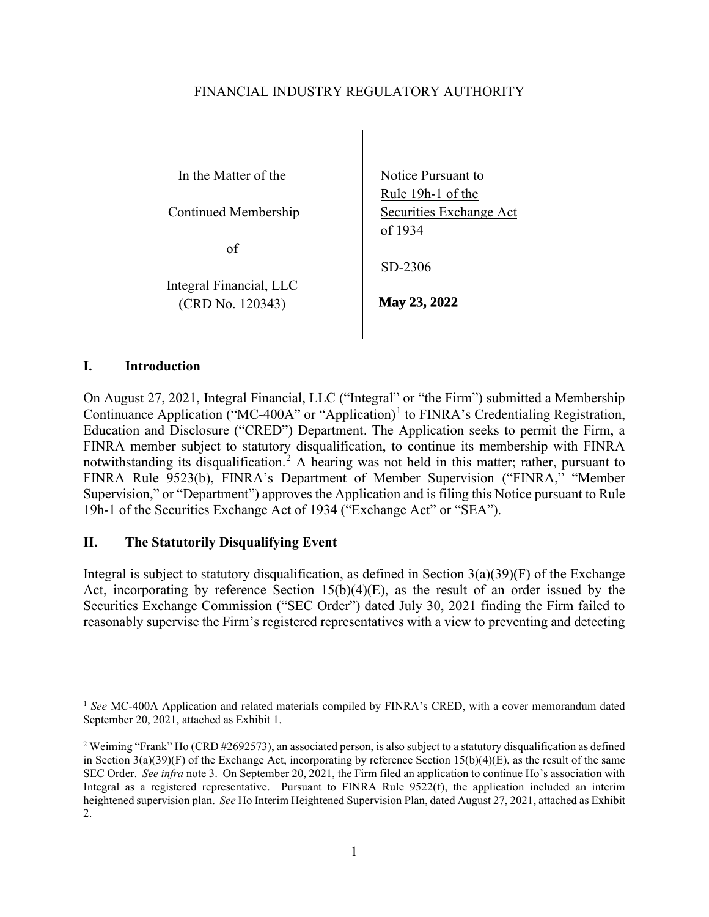FINANCIAL INDUSTRY REGULATORY AUTHORITY

| In the Matter of the Continued Membership of Integral Financial, LLC (CRD No. 120343) | Notice Pursuant to Rule 19h-1 of the Securities Exchange Act of 1934<br><br>SD-2306<br><br>**May 23, 2022** |
| --- | --- |

## I. Introduction

On August 27, 2021, Integral Financial, LLC ("Integral" or "the Firm") submitted a Membership Continuance Application ("MC-400A" or "Application")[1] to FINRA's Credentialing Registration, Education and Disclosure ("CRED") Department. The Application seeks to permit the Firm, a FINRA member subject to statutory disqualification, to continue its membership with FINRA notwithstanding its disqualification.[2] A hearing was not held in this matter; rather, pursuant to FINRA Rule 9523(b), FINRA's Department of Member Supervision ("FINRA," "Member Supervision," or "Department") approves the Application and is filing this Notice pursuant to Rule 19h-1 of the Securities Exchange Act of 1934 ("Exchange Act" or "SEA").

## II. The Statutorily Disqualifying Event

Integral is subject to statutory disqualification, as defined in Section 3(a)(39)(F) of the Exchange Act, incorporating by reference Section 15(b)(4)(E), as the result of an order issued by the Securities Exchange Commission ("SEC Order") dated July 30, 2021 finding the Firm failed to reasonably supervise the Firm's registered representatives with a view to preventing and detecting

---

[1] *See* MC-400A Application and related materials compiled by FINRA's CRED, with a cover memorandum dated September 20, 2021, attached as Exhibit 1.

[2] Weiming "Frank" Ho (CRD #2692573), an associated person, is also subject to a statutory disqualification as defined in Section 3(a)(39)(F) of the Exchange Act, incorporating by reference Section 15(b)(4)(E), as the result of the same SEC Order. *See infra* note 3. On September 20, 2021, the Firm filed an application to continue Ho's association with Integral as a registered representative. Pursuant to FINRA Rule 9522(f), the application included an interim heightened supervision plan. *See* Ho Interim Heightened Supervision Plan, dated August 27, 2021, attached as Exhibit 2.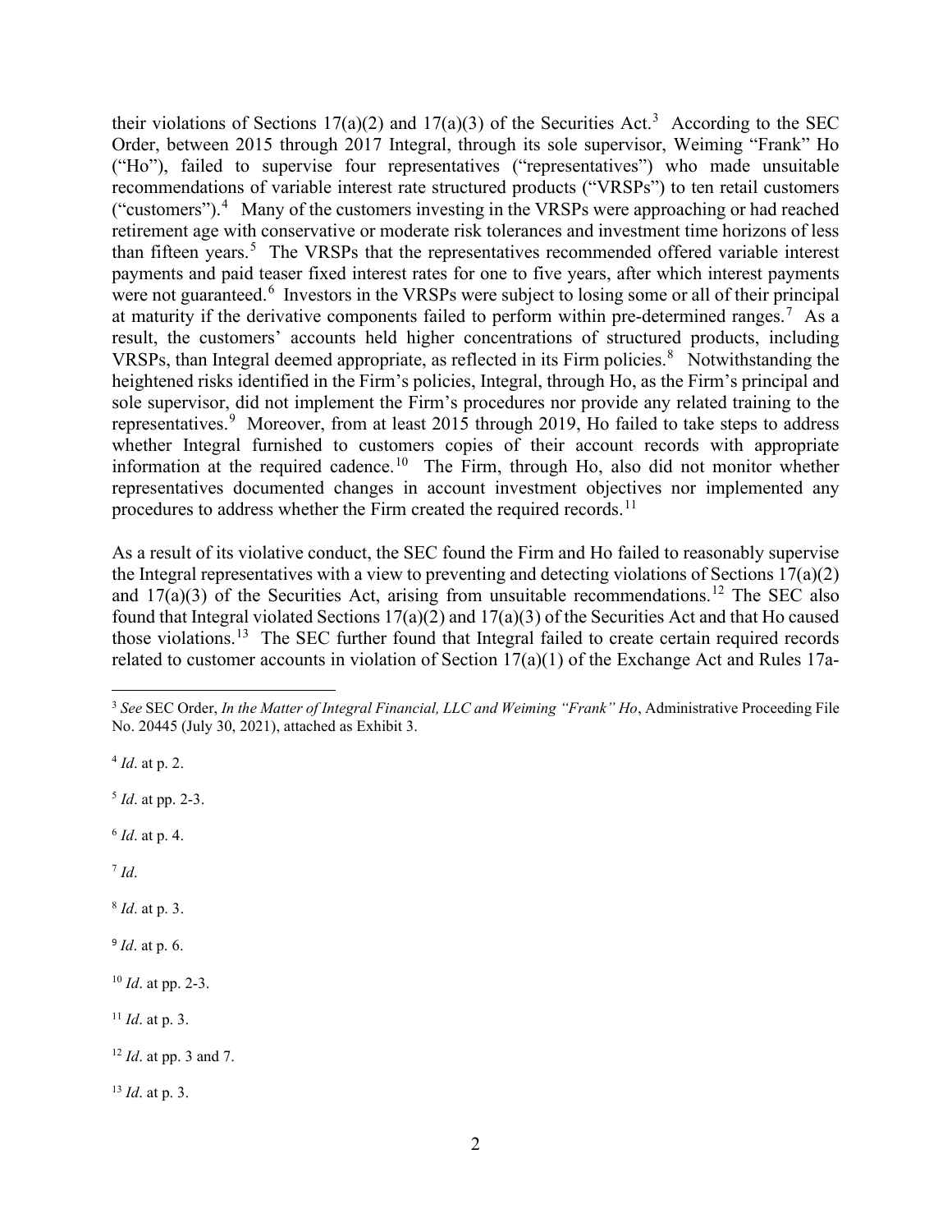their violations of Sections 17(a)(2) and 17(a)(3) of the Securities Act.[3] According to the SEC Order, between 2015 through 2017 Integral, through its sole supervisor, Weiming "Frank" Ho ("Ho"), failed to supervise four representatives ("representatives") who made unsuitable recommendations of variable interest rate structured products ("VRSPs") to ten retail customers ("customers").[4] Many of the customers investing in the VRSPs were approaching or had reached retirement age with conservative or moderate risk tolerances and investment time horizons of less than fifteen years.[5] The VRSPs that the representatives recommended offered variable interest payments and paid teaser fixed interest rates for one to five years, after which interest payments were not guaranteed.[6] Investors in the VRSPs were subject to losing some or all of their principal at maturity if the derivative components failed to perform within pre-determined ranges.[7] As a result, the customers' accounts held higher concentrations of structured products, including VRSPs, than Integral deemed appropriate, as reflected in its Firm policies.[8] Notwithstanding the heightened risks identified in the Firm's policies, Integral, through Ho, as the Firm's principal and sole supervisor, did not implement the Firm's procedures nor provide any related training to the representatives.[9] Moreover, from at least 2015 through 2019, Ho failed to take steps to address whether Integral furnished to customers copies of their account records with appropriate information at the required cadence.[10] The Firm, through Ho, also did not monitor whether representatives documented changes in account investment objectives nor implemented any procedures to address whether the Firm created the required records.[11]

As a result of its violative conduct, the SEC found the Firm and Ho failed to reasonably supervise the Integral representatives with a view to preventing and detecting violations of Sections 17(a)(2) and 17(a)(3) of the Securities Act, arising from unsuitable recommendations.[12] The SEC also found that Integral violated Sections 17(a)(2) and 17(a)(3) of the Securities Act and that Ho caused those violations.[13] The SEC further found that Integral failed to create certain required records related to customer accounts in violation of Section 17(a)(1) of the Exchange Act and Rules 17a-

---

[3] *See* SEC Order, *In the Matter of Integral Financial, LLC and Weiming "Frank" Ho*, Administrative Proceeding File No. 20445 (July 30, 2021), attached as Exhibit 3.

[4] *Id*. at p. 2.

[5] *Id*. at pp. 2-3.

[6] *Id*. at p. 4.

[7] *Id*.

[8] *Id*. at p. 3.

[9] *Id*. at p. 6.

[10] *Id*. at pp. 2-3.

[11] *Id*. at p. 3.

[12] *Id*. at pp. 3 and 7.

[13] *Id*. at p. 3.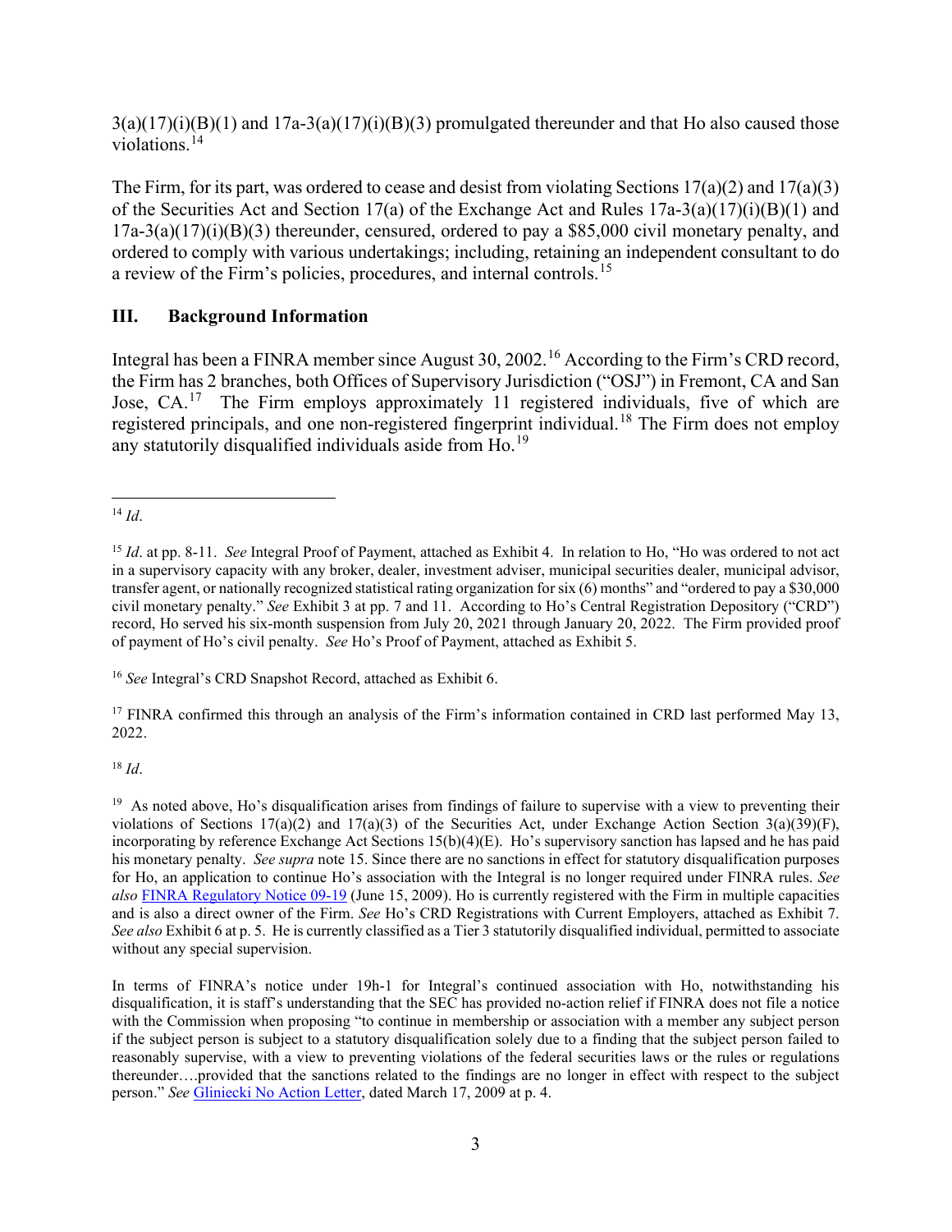3(a)(17)(i)(B)(1) and 17a-3(a)(17)(i)(B)(3) promulgated thereunder and that Ho also caused those violations.[14]

The Firm, for its part, was ordered to cease and desist from violating Sections 17(a)(2) and 17(a)(3) of the Securities Act and Section 17(a) of the Exchange Act and Rules 17a-3(a)(17)(i)(B)(1) and 17a-3(a)(17)(i)(B)(3) thereunder, censured, ordered to pay a $85,000 civil monetary penalty, and ordered to comply with various undertakings; including, retaining an independent consultant to do a review of the Firm's policies, procedures, and internal controls.[15]

## III. Background Information

Integral has been a FINRA member since August 30, 2002.[16] According to the Firm's CRD record, the Firm has 2 branches, both Offices of Supervisory Jurisdiction ("OSJ") in Fremont, CA and San Jose, CA.[17] The Firm employs approximately 11 registered individuals, five of which are registered principals, and one non-registered fingerprint individual.[18] The Firm does not employ any statutorily disqualified individuals aside from Ho.[19]

---

[14] *Id*.

[15] *Id*. at pp. 8-11. *See* Integral Proof of Payment, attached as Exhibit 4. In relation to Ho, "Ho was ordered to not act in a supervisory capacity with any broker, dealer, investment adviser, municipal securities dealer, municipal advisor, transfer agent, or nationally recognized statistical rating organization for six (6) months" and "ordered to pay a $30,000 civil monetary penalty." *See* Exhibit 3 at pp. 7 and 11. According to Ho's Central Registration Depository ("CRD") record, Ho served his six-month suspension from July 20, 2021 through January 20, 2022. The Firm provided proof of payment of Ho's civil penalty. *See* Ho's Proof of Payment, attached as Exhibit 5.

[16] *See* Integral's CRD Snapshot Record, attached as Exhibit 6.

[17] FINRA confirmed this through an analysis of the Firm's information contained in CRD last performed May 13, 2022.

[18] *Id*.

[19] As noted above, Ho's disqualification arises from findings of failure to supervise with a view to preventing their violations of Sections 17(a)(2) and 17(a)(3) of the Securities Act, under Exchange Action Section 3(a)(39)(F), incorporating by reference Exchange Act Sections 15(b)(4)(E). Ho's supervisory sanction has lapsed and he has paid his monetary penalty. *See supra* note 15. Since there are no sanctions in effect for statutory disqualification purposes for Ho, an application to continue Ho's association with the Integral is no longer required under FINRA rules. *See also* FINRA Regulatory Notice 09-19 (June 15, 2009). Ho is currently registered with the Firm in multiple capacities and is also a direct owner of the Firm. *See* Ho's CRD Registrations with Current Employers, attached as Exhibit 7. *See also* Exhibit 6 at p. 5. He is currently classified as a Tier 3 statutorily disqualified individual, permitted to associate without any special supervision.

In terms of FINRA's notice under 19h-1 for Integral's continued association with Ho, notwithstanding his disqualification, it is staff's understanding that the SEC has provided no-action relief if FINRA does not file a notice with the Commission when proposing "to continue in membership or association with a member any subject person if the subject person is subject to a statutory disqualification solely due to a finding that the subject person failed to reasonably supervise, with a view to preventing violations of the federal securities laws or the rules or regulations thereunder….provided that the sanctions related to the findings are no longer in effect with respect to the subject person." *See* Gliniecki No Action Letter, dated March 17, 2009 at p. 4.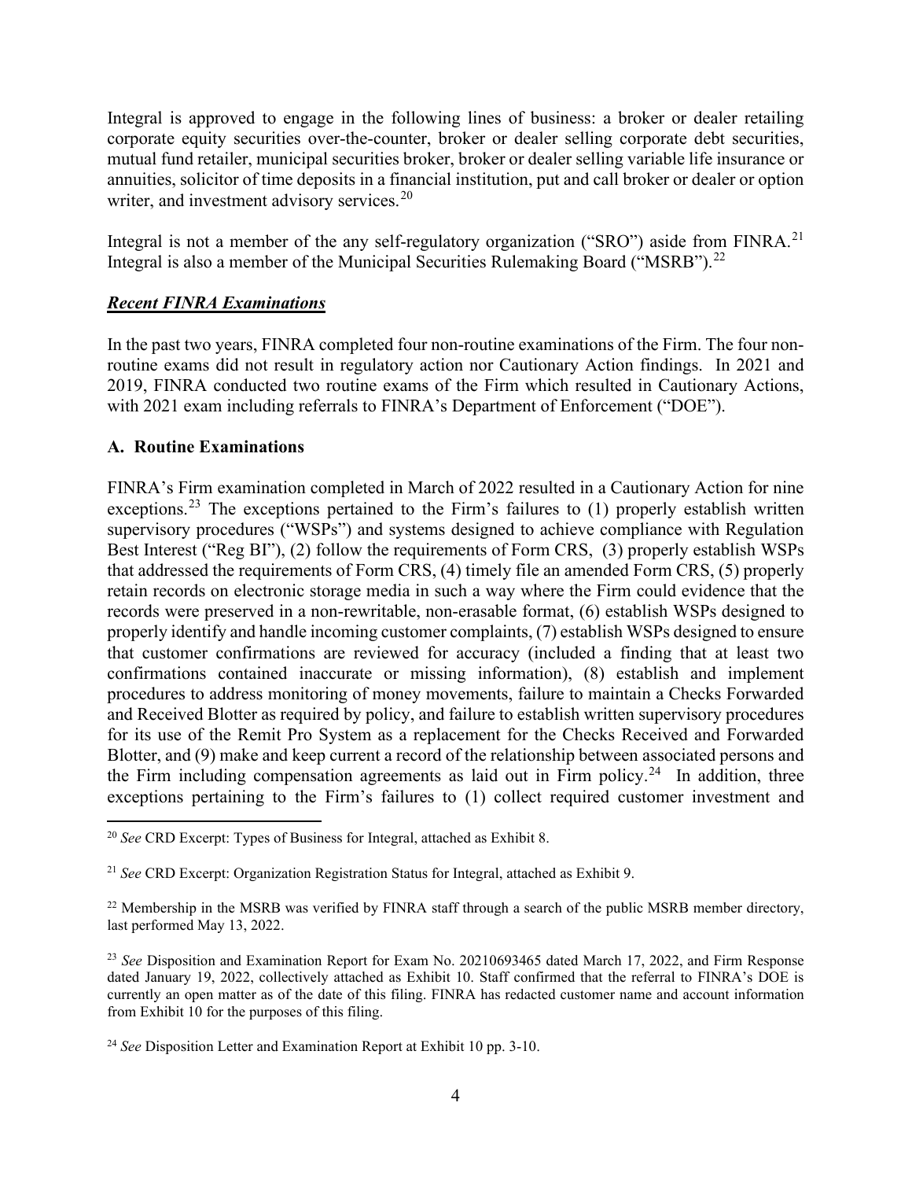Integral is approved to engage in the following lines of business: a broker or dealer retailing corporate equity securities over-the-counter, broker or dealer selling corporate debt securities, mutual fund retailer, municipal securities broker, broker or dealer selling variable life insurance or annuities, solicitor of time deposits in a financial institution, put and call broker or dealer or option writer, and investment advisory services.[20]

Integral is not a member of the any self-regulatory organization ("SRO") aside from FINRA.[21] Integral is also a member of the Municipal Securities Rulemaking Board ("MSRB").[22]

***Recent FINRA Examinations***

In the past two years, FINRA completed four non-routine examinations of the Firm. The four non-routine exams did not result in regulatory action nor Cautionary Action findings. In 2021 and 2019, FINRA conducted two routine exams of the Firm which resulted in Cautionary Actions, with 2021 exam including referrals to FINRA's Department of Enforcement ("DOE").

**A. Routine Examinations**

FINRA's Firm examination completed in March of 2022 resulted in a Cautionary Action for nine exceptions.[23] The exceptions pertained to the Firm's failures to (1) properly establish written supervisory procedures ("WSPs") and systems designed to achieve compliance with Regulation Best Interest ("Reg BI"), (2) follow the requirements of Form CRS, (3) properly establish WSPs that addressed the requirements of Form CRS, (4) timely file an amended Form CRS, (5) properly retain records on electronic storage media in such a way where the Firm could evidence that the records were preserved in a non-rewritable, non-erasable format, (6) establish WSPs designed to properly identify and handle incoming customer complaints, (7) establish WSPs designed to ensure that customer confirmations are reviewed for accuracy (included a finding that at least two confirmations contained inaccurate or missing information), (8) establish and implement procedures to address monitoring of money movements, failure to maintain a Checks Forwarded and Received Blotter as required by policy, and failure to establish written supervisory procedures for its use of the Remit Pro System as a replacement for the Checks Received and Forwarded Blotter, and (9) make and keep current a record of the relationship between associated persons and the Firm including compensation agreements as laid out in Firm policy.[24] In addition, three exceptions pertaining to the Firm's failures to (1) collect required customer investment and

---

[20] *See* CRD Excerpt: Types of Business for Integral, attached as Exhibit 8.

[21] *See* CRD Excerpt: Organization Registration Status for Integral, attached as Exhibit 9.

[22] Membership in the MSRB was verified by FINRA staff through a search of the public MSRB member directory, last performed May 13, 2022.

[23] *See* Disposition and Examination Report for Exam No. 20210693465 dated March 17, 2022, and Firm Response dated January 19, 2022, collectively attached as Exhibit 10. Staff confirmed that the referral to FINRA's DOE is currently an open matter as of the date of this filing. FINRA has redacted customer name and account information from Exhibit 10 for the purposes of this filing.

[24] *See* Disposition Letter and Examination Report at Exhibit 10 pp. 3-10.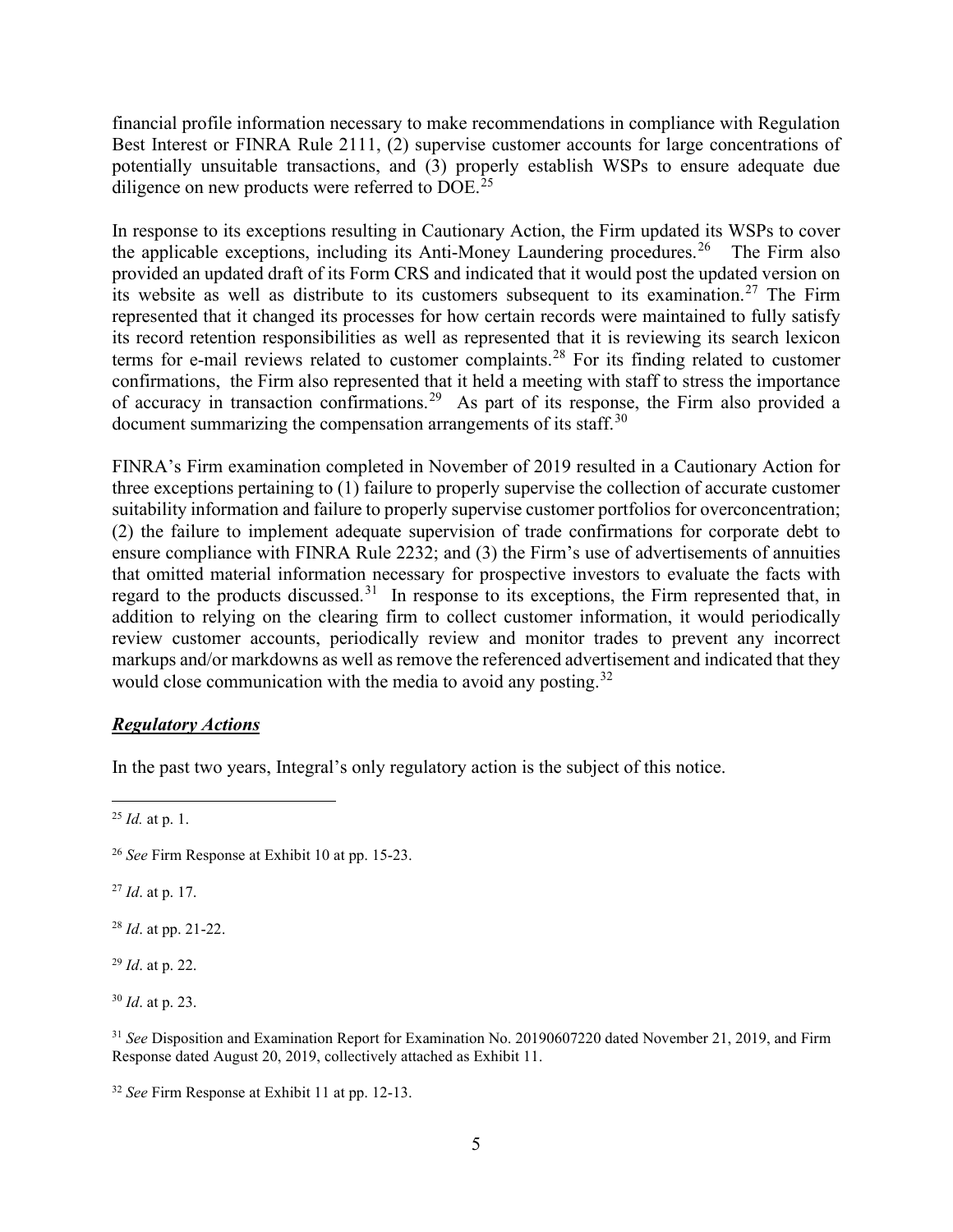financial profile information necessary to make recommendations in compliance with Regulation Best Interest or FINRA Rule 2111, (2) supervise customer accounts for large concentrations of potentially unsuitable transactions, and (3) properly establish WSPs to ensure adequate due diligence on new products were referred to DOE.[25]

In response to its exceptions resulting in Cautionary Action, the Firm updated its WSPs to cover the applicable exceptions, including its Anti-Money Laundering procedures.[26] The Firm also provided an updated draft of its Form CRS and indicated that it would post the updated version on its website as well as distribute to its customers subsequent to its examination.[27] The Firm represented that it changed its processes for how certain records were maintained to fully satisfy its record retention responsibilities as well as represented that it is reviewing its search lexicon terms for e-mail reviews related to customer complaints.[28] For its finding related to customer confirmations, the Firm also represented that it held a meeting with staff to stress the importance of accuracy in transaction confirmations.[29] As part of its response, the Firm also provided a document summarizing the compensation arrangements of its staff.[30]

FINRA's Firm examination completed in November of 2019 resulted in a Cautionary Action for three exceptions pertaining to (1) failure to properly supervise the collection of accurate customer suitability information and failure to properly supervise customer portfolios for overconcentration; (2) the failure to implement adequate supervision of trade confirmations for corporate debt to ensure compliance with FINRA Rule 2232; and (3) the Firm's use of advertisements of annuities that omitted material information necessary for prospective investors to evaluate the facts with regard to the products discussed.[31] In response to its exceptions, the Firm represented that, in addition to relying on the clearing firm to collect customer information, it would periodically review customer accounts, periodically review and monitor trades to prevent any incorrect markups and/or markdowns as well as remove the referenced advertisement and indicated that they would close communication with the media to avoid any posting.[32]

***Regulatory Actions***

In the past two years, Integral's only regulatory action is the subject of this notice.

---

[25] *Id.* at p. 1.

[26] *See* Firm Response at Exhibit 10 at pp. 15-23.

[27] *Id*. at p. 17.

[28] *Id*. at pp. 21-22.

[29] *Id*. at p. 22.

[30] *Id*. at p. 23.

[31] *See* Disposition and Examination Report for Examination No. 20190607220 dated November 21, 2019, and Firm Response dated August 20, 2019, collectively attached as Exhibit 11.

[32] *See* Firm Response at Exhibit 11 at pp. 12-13.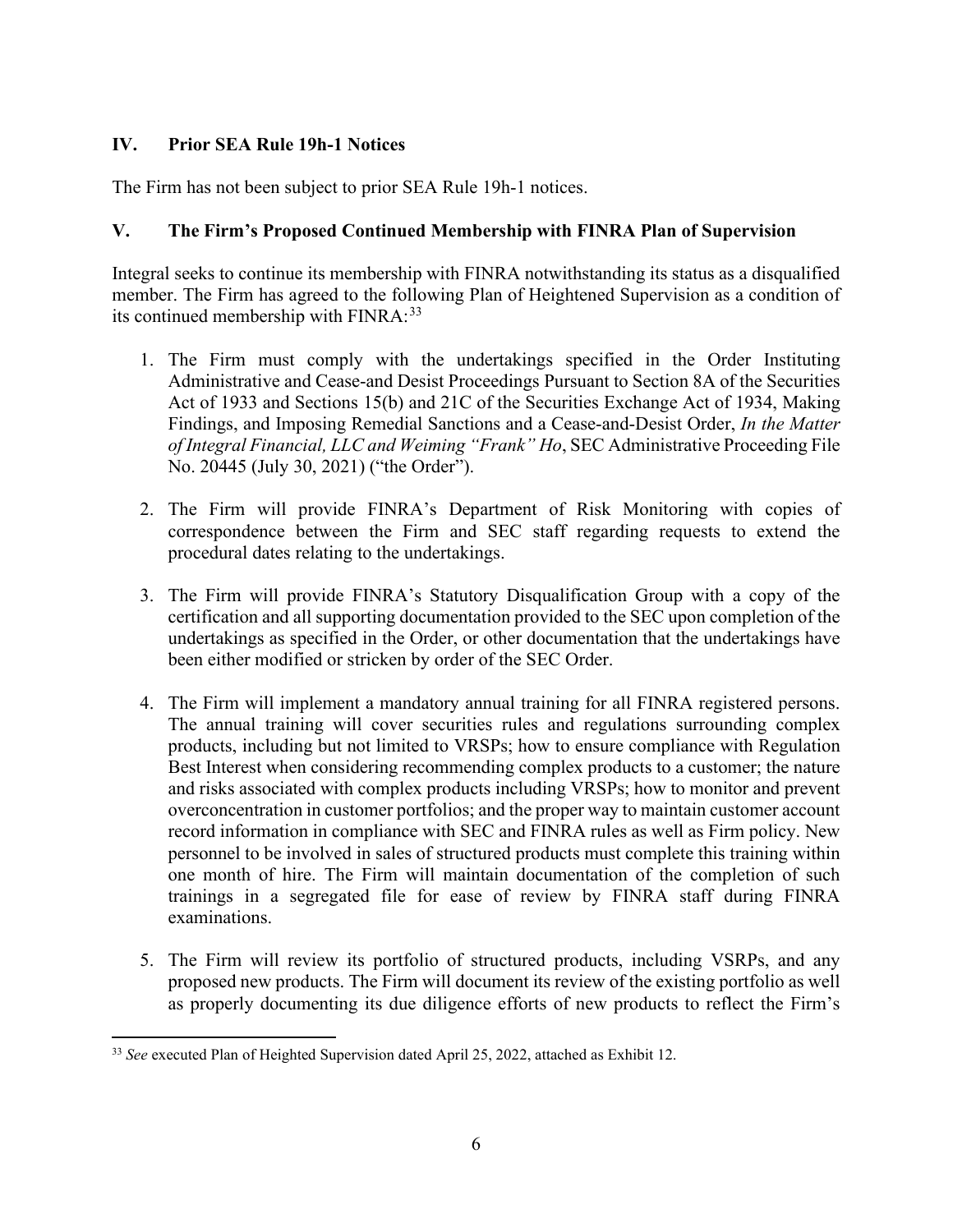## IV. Prior SEA Rule 19h-1 Notices

The Firm has not been subject to prior SEA Rule 19h-1 notices.

## V. The Firm's Proposed Continued Membership with FINRA Plan of Supervision

Integral seeks to continue its membership with FINRA notwithstanding its status as a disqualified member. The Firm has agreed to the following Plan of Heightened Supervision as a condition of its continued membership with FINRA:[33]

1. The Firm must comply with the undertakings specified in the Order Instituting Administrative and Cease-and Desist Proceedings Pursuant to Section 8A of the Securities Act of 1933 and Sections 15(b) and 21C of the Securities Exchange Act of 1934, Making Findings, and Imposing Remedial Sanctions and a Cease-and-Desist Order, *In the Matter of Integral Financial, LLC and Weiming "Frank" Ho*, SEC Administrative Proceeding File No. 20445 (July 30, 2021) ("the Order").

2. The Firm will provide FINRA's Department of Risk Monitoring with copies of correspondence between the Firm and SEC staff regarding requests to extend the procedural dates relating to the undertakings.

3. The Firm will provide FINRA's Statutory Disqualification Group with a copy of the certification and all supporting documentation provided to the SEC upon completion of the undertakings as specified in the Order, or other documentation that the undertakings have been either modified or stricken by order of the SEC Order.

4. The Firm will implement a mandatory annual training for all FINRA registered persons. The annual training will cover securities rules and regulations surrounding complex products, including but not limited to VRSPs; how to ensure compliance with Regulation Best Interest when considering recommending complex products to a customer; the nature and risks associated with complex products including VRSPs; how to monitor and prevent overconcentration in customer portfolios; and the proper way to maintain customer account record information in compliance with SEC and FINRA rules as well as Firm policy. New personnel to be involved in sales of structured products must complete this training within one month of hire. The Firm will maintain documentation of the completion of such trainings in a segregated file for ease of review by FINRA staff during FINRA examinations.

5. The Firm will review its portfolio of structured products, including VSRPs, and any proposed new products. The Firm will document its review of the existing portfolio as well as properly documenting its due diligence efforts of new products to reflect the Firm's

[33] *See* executed Plan of Heighted Supervision dated April 25, 2022, attached as Exhibit 12.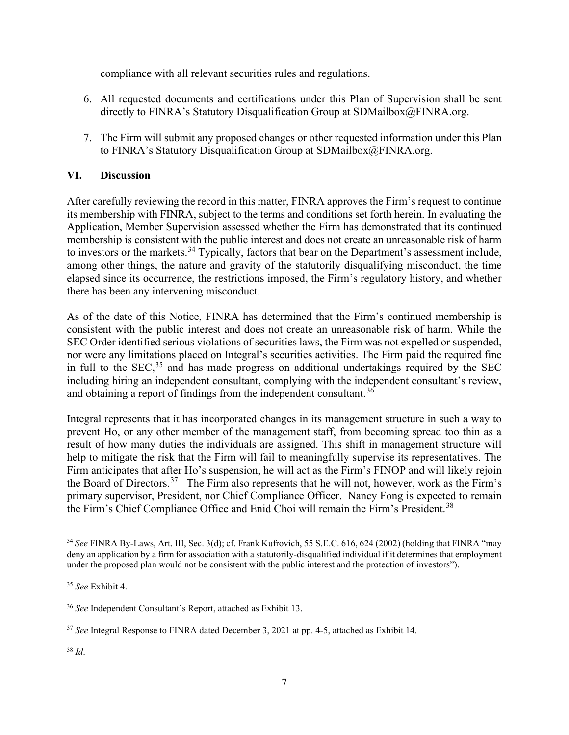compliance with all relevant securities rules and regulations.

6. All requested documents and certifications under this Plan of Supervision shall be sent directly to FINRA's Statutory Disqualification Group at SDMailbox@FINRA.org.

7. The Firm will submit any proposed changes or other requested information under this Plan to FINRA's Statutory Disqualification Group at SDMailbox@FINRA.org.

## VI. Discussion

After carefully reviewing the record in this matter, FINRA approves the Firm's request to continue its membership with FINRA, subject to the terms and conditions set forth herein. In evaluating the Application, Member Supervision assessed whether the Firm has demonstrated that its continued membership is consistent with the public interest and does not create an unreasonable risk of harm to investors or the markets.[34] Typically, factors that bear on the Department's assessment include, among other things, the nature and gravity of the statutorily disqualifying misconduct, the time elapsed since its occurrence, the restrictions imposed, the Firm's regulatory history, and whether there has been any intervening misconduct.

As of the date of this Notice, FINRA has determined that the Firm's continued membership is consistent with the public interest and does not create an unreasonable risk of harm. While the SEC Order identified serious violations of securities laws, the Firm was not expelled or suspended, nor were any limitations placed on Integral's securities activities. The Firm paid the required fine in full to the SEC,[35] and has made progress on additional undertakings required by the SEC including hiring an independent consultant, complying with the independent consultant's review, and obtaining a report of findings from the independent consultant.[36]

Integral represents that it has incorporated changes in its management structure in such a way to prevent Ho, or any other member of the management staff, from becoming spread too thin as a result of how many duties the individuals are assigned. This shift in management structure will help to mitigate the risk that the Firm will fail to meaningfully supervise its representatives. The Firm anticipates that after Ho's suspension, he will act as the Firm's FINOP and will likely rejoin the Board of Directors.[37] The Firm also represents that he will not, however, work as the Firm's primary supervisor, President, nor Chief Compliance Officer. Nancy Fong is expected to remain the Firm's Chief Compliance Office and Enid Choi will remain the Firm's President.[38]

---

[34] *See* FINRA By-Laws, Art. III, Sec. 3(d); cf. Frank Kufrovich, 55 S.E.C. 616, 624 (2002) (holding that FINRA "may deny an application by a firm for association with a statutorily-disqualified individual if it determines that employment under the proposed plan would not be consistent with the public interest and the protection of investors").

[35] *See* Exhibit 4.

[36] *See* Independent Consultant's Report, attached as Exhibit 13.

[37] *See* Integral Response to FINRA dated December 3, 2021 at pp. 4-5, attached as Exhibit 14.

[38] *Id*.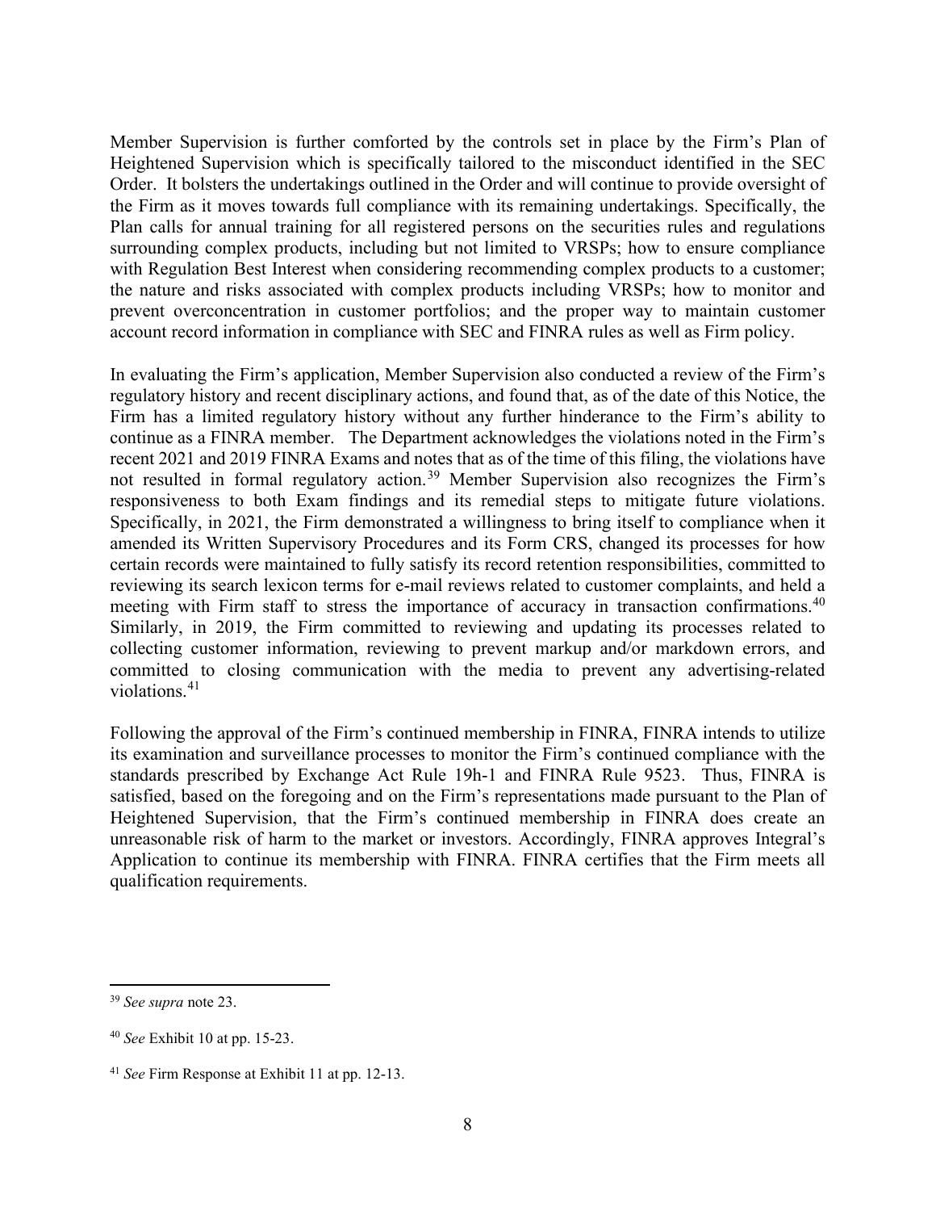Member Supervision is further comforted by the controls set in place by the Firm's Plan of Heightened Supervision which is specifically tailored to the misconduct identified in the SEC Order. It bolsters the undertakings outlined in the Order and will continue to provide oversight of the Firm as it moves towards full compliance with its remaining undertakings. Specifically, the Plan calls for annual training for all registered persons on the securities rules and regulations surrounding complex products, including but not limited to VRSPs; how to ensure compliance with Regulation Best Interest when considering recommending complex products to a customer; the nature and risks associated with complex products including VRSPs; how to monitor and prevent overconcentration in customer portfolios; and the proper way to maintain customer account record information in compliance with SEC and FINRA rules as well as Firm policy.

In evaluating the Firm's application, Member Supervision also conducted a review of the Firm's regulatory history and recent disciplinary actions, and found that, as of the date of this Notice, the Firm has a limited regulatory history without any further hinderance to the Firm's ability to continue as a FINRA member. The Department acknowledges the violations noted in the Firm's recent 2021 and 2019 FINRA Exams and notes that as of the time of this filing, the violations have not resulted in formal regulatory action.[39] Member Supervision also recognizes the Firm's responsiveness to both Exam findings and its remedial steps to mitigate future violations. Specifically, in 2021, the Firm demonstrated a willingness to bring itself to compliance when it amended its Written Supervisory Procedures and its Form CRS, changed its processes for how certain records were maintained to fully satisfy its record retention responsibilities, committed to reviewing its search lexicon terms for e-mail reviews related to customer complaints, and held a meeting with Firm staff to stress the importance of accuracy in transaction confirmations.[40] Similarly, in 2019, the Firm committed to reviewing and updating its processes related to collecting customer information, reviewing to prevent markup and/or markdown errors, and committed to closing communication with the media to prevent any advertising-related violations.[41]

Following the approval of the Firm's continued membership in FINRA, FINRA intends to utilize its examination and surveillance processes to monitor the Firm's continued compliance with the standards prescribed by Exchange Act Rule 19h-1 and FINRA Rule 9523. Thus, FINRA is satisfied, based on the foregoing and on the Firm's representations made pursuant to the Plan of Heightened Supervision, that the Firm's continued membership in FINRA does create an unreasonable risk of harm to the market or investors. Accordingly, FINRA approves Integral's Application to continue its membership with FINRA. FINRA certifies that the Firm meets all qualification requirements.

---

[39] *See supra* note 23.

[40] *See* Exhibit 10 at pp. 15-23.

[41] *See* Firm Response at Exhibit 11 at pp. 12-13.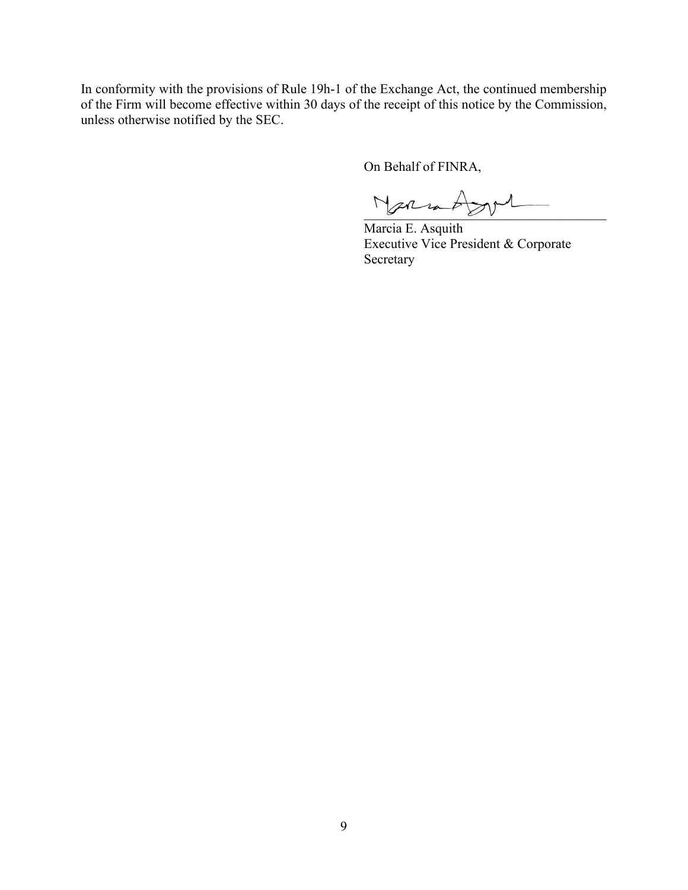In conformity with the provisions of Rule 19h-1 of the Exchange Act, the continued membership of the Firm will become effective within 30 days of the receipt of this notice by the Commission, unless otherwise notified by the SEC.

On Behalf of FINRA,

Marcia E. Asquith
Executive Vice President & Corporate Secretary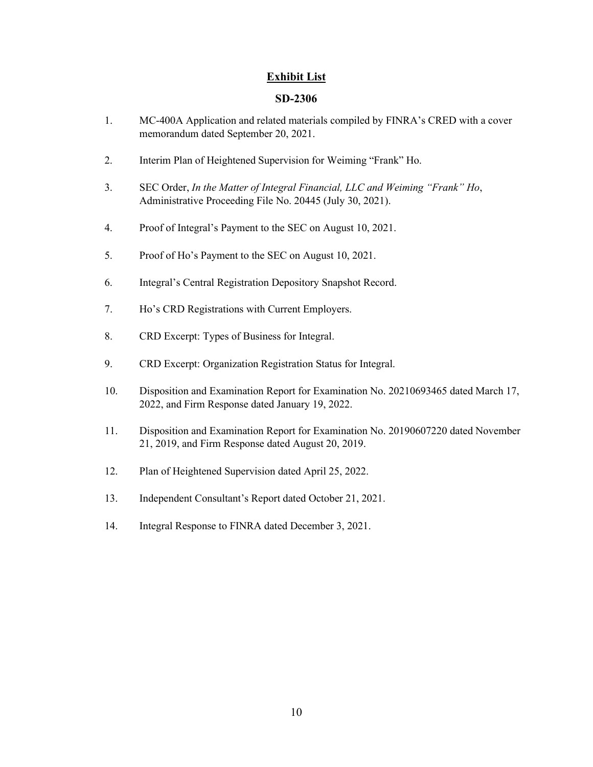## **Exhibit List**

### **SD-2306**

1. MC-400A Application and related materials compiled by FINRA's CRED with a cover memorandum dated September 20, 2021.

2. Interim Plan of Heightened Supervision for Weiming "Frank" Ho.

3. SEC Order, *In the Matter of Integral Financial, LLC and Weiming "Frank" Ho*, Administrative Proceeding File No. 20445 (July 30, 2021).

4. Proof of Integral's Payment to the SEC on August 10, 2021.

5. Proof of Ho's Payment to the SEC on August 10, 2021.

6. Integral's Central Registration Depository Snapshot Record.

7. Ho's CRD Registrations with Current Employers.

8. CRD Excerpt: Types of Business for Integral.

9. CRD Excerpt: Organization Registration Status for Integral.

10. Disposition and Examination Report for Examination No. 20210693465 dated March 17, 2022, and Firm Response dated January 19, 2022.

11. Disposition and Examination Report for Examination No. 20190607220 dated November 21, 2019, and Firm Response dated August 20, 2019.

12. Plan of Heightened Supervision dated April 25, 2022.

13. Independent Consultant's Report dated October 21, 2021.

14. Integral Response to FINRA dated December 3, 2021.